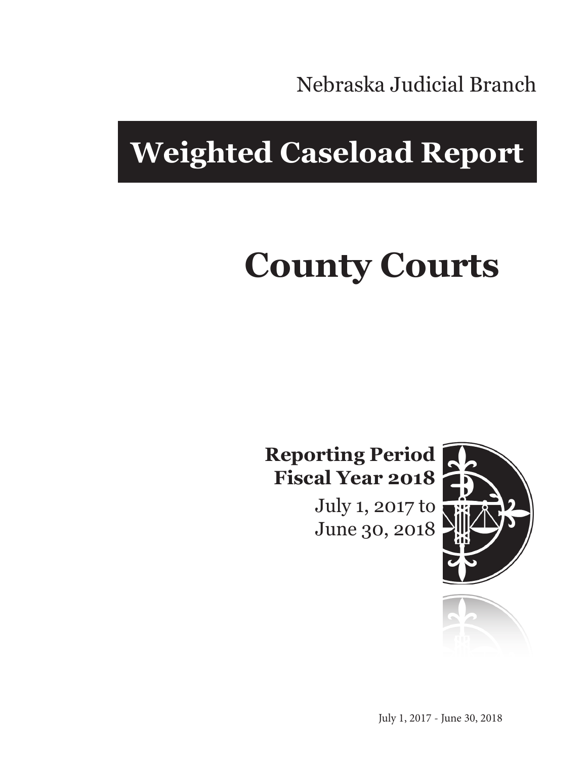Nebraska Judicial Branch

# Weighted Caseload Report

# County Courts

**Reporting Period**
**Fiscal Year 2018**

July 1, 2017 to
June 30, 2018

July 1, 2017 - June 30, 2018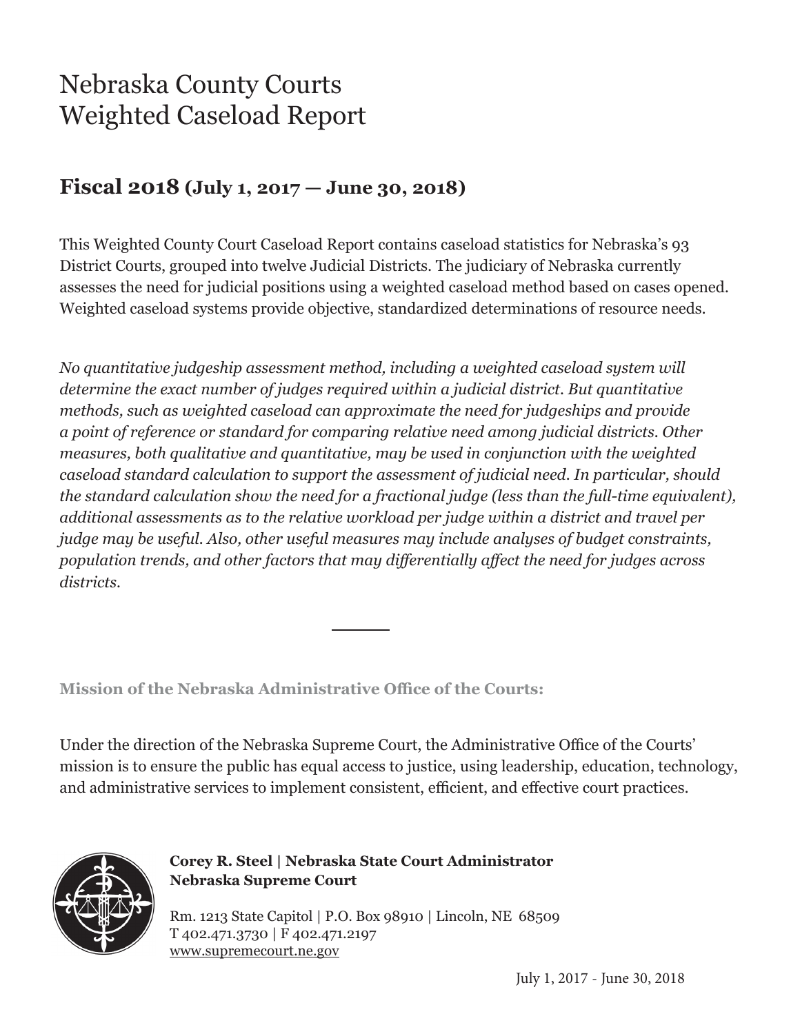# Nebraska County Courts
# Weighted Caseload Report

## Fiscal 2018 (July 1, 2017 — June 30, 2018)

This Weighted County Court Caseload Report contains caseload statistics for Nebraska's 93 District Courts, grouped into twelve Judicial Districts. The judiciary of Nebraska currently assesses the need for judicial positions using a weighted caseload method based on cases opened. Weighted caseload systems provide objective, standardized determinations of resource needs.

*No quantitative judgeship assessment method, including a weighted caseload system will determine the exact number of judges required within a judicial district. But quantitative methods, such as weighted caseload can approximate the need for judgeships and provide a point of reference or standard for comparing relative need among judicial districts. Other measures, both qualitative and quantitative, may be used in conjunction with the weighted caseload standard calculation to support the assessment of judicial need. In particular, should the standard calculation show the need for a fractional judge (less than the full-time equivalent), additional assessments as to the relative workload per judge within a district and travel per judge may be useful. Also, other useful measures may include analyses of budget constraints, population trends, and other factors that may differentially affect the need for judges across districts.*

---

**Mission of the Nebraska Administrative Office of the Courts:**

Under the direction of the Nebraska Supreme Court, the Administrative Office of the Courts' mission is to ensure the public has equal access to justice, using leadership, education, technology, and administrative services to implement consistent, efficient, and effective court practices.

**Corey R. Steel | Nebraska State Court Administrator**
**Nebraska Supreme Court**

Rm. 1213 State Capitol | P.O. Box 98910 | Lincoln, NE 68509
T 402.471.3730 | F 402.471.2197
www.supremecourt.ne.gov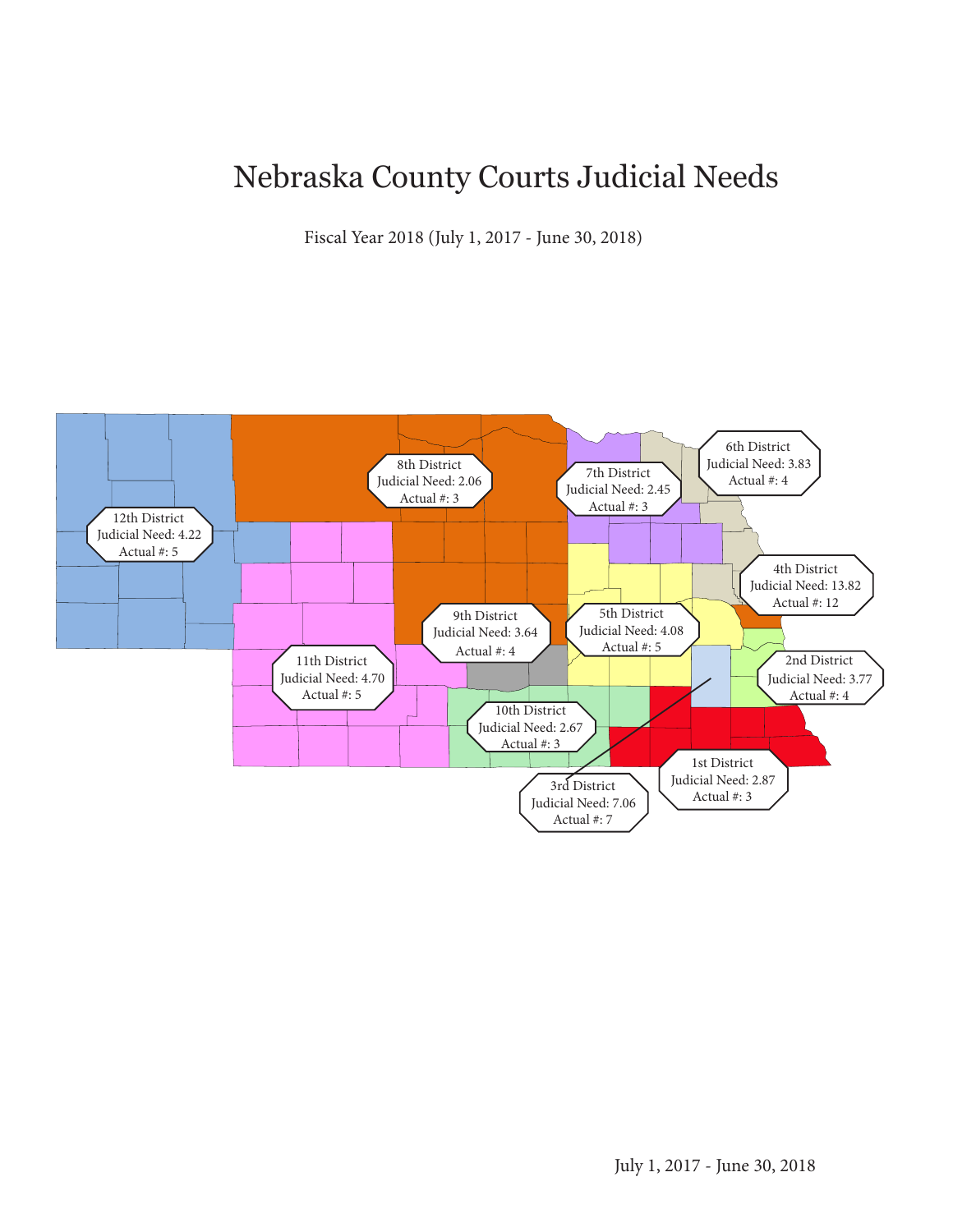# Nebraska County Courts Judicial Needs

Fiscal Year 2018 (July 1, 2017 - June 30, 2018)

12th District
Judicial Need: 4.22
Actual #: 5

8th District
Judicial Need: 2.06
Actual #: 3

7th District
Judicial Need: 2.45
Actual #: 3

6th District
Judicial Need: 3.83
Actual #: 4

4th District
Judicial Need: 13.82
Actual #: 12

9th District
Judicial Need: 3.64
Actual #: 4

5th District
Judicial Need: 4.08
Actual #: 5

11th District
Judicial Need: 4.70
Actual #: 5

2nd District
Judicial Need: 3.77
Actual #: 4

10th District
Judicial Need: 2.67
Actual #: 3

1st District
Judicial Need: 2.87
Actual #: 3

3rd District
Judicial Need: 7.06
Actual #: 7

July 1, 2017 - June 30, 2018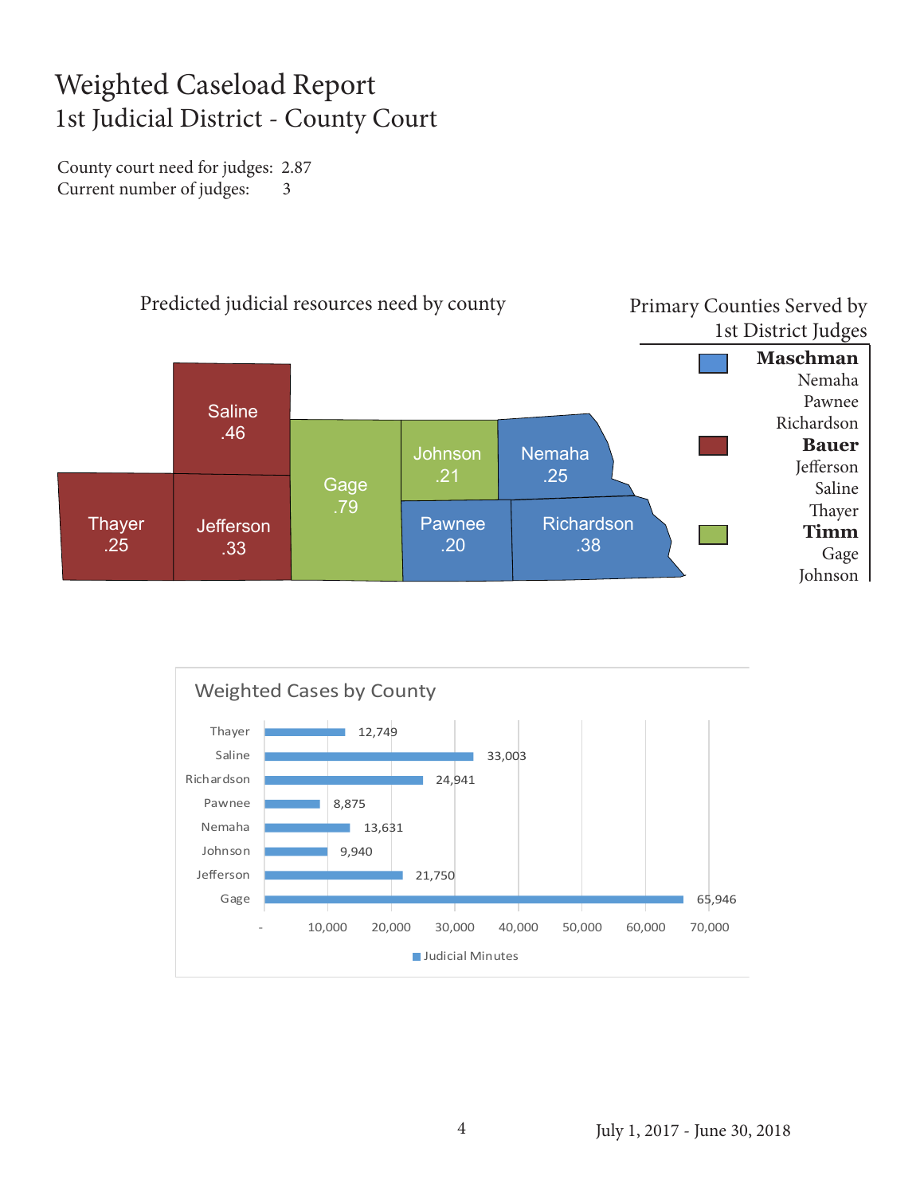# Weighted Caseload Report
## 1st Judicial District - County Court

County court need for judges: 2.87
Current number of judges: 3

### Predicted judicial resources need by county

| County | Need |
|---|---|
| Saline | .46 |
| Thayer | .25 |
| Jefferson | .33 |
| Gage | .79 |
| Johnson | .21 |
| Nemaha | .25 |
| Pawnee | .20 |
| Richardson | .38 |

### Primary Counties Served by 1st District Judges

**Maschman**
Nemaha
Pawnee
Richardson

**Bauer**
Jefferson
Saline
Thayer

**Timm**
Gage
Johnson

### Weighted Cases by County

| County | Judicial Minutes |
|---|---|
| Thayer | 12,749 |
| Saline | 33,003 |
| Richardson | 24,941 |
| Pawnee | 8,875 |
| Nemaha | 13,631 |
| Johnson | 9,940 |
| Jefferson | 21,750 |
| Gage | 65,946 |

July 1, 2017 - June 30, 2018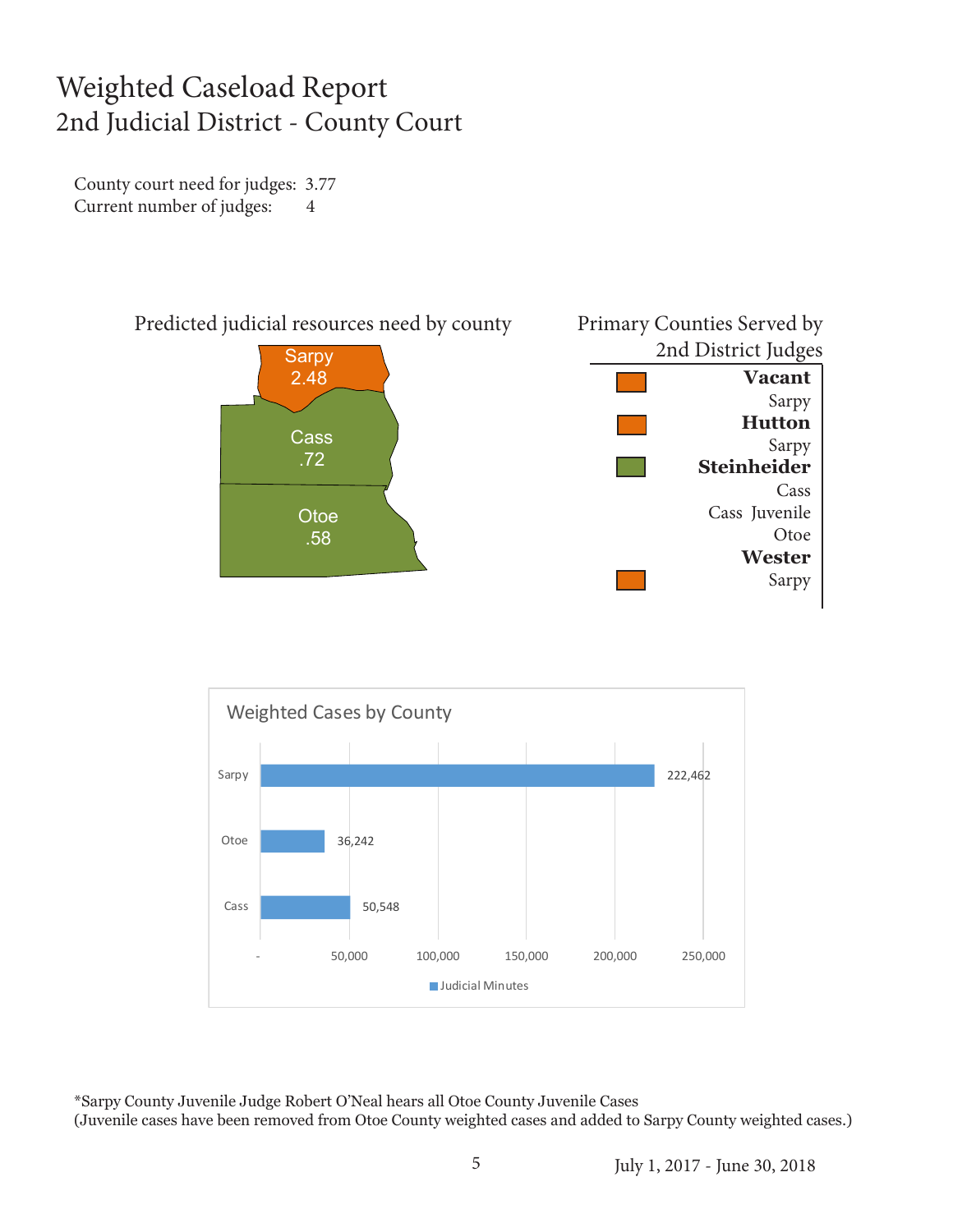# Weighted Caseload Report
## 2nd Judicial District - County Court

County court need for judges: 3.77
Current number of judges: 4

Predicted judicial resources need by county

| County | Need |
|---|---|
| Sarpy | 2.48 |
| Cass | .72 |
| Otoe | .58 |

Primary Counties Served by 2nd District Judges

| Judge | Counties |
|---|---|
| **Vacant** | Sarpy |
| **Hutton** | Sarpy |
| **Steinheider** | Cass, Cass Juvenile, Otoe |
| **Wester** | Sarpy |

Weighted Cases by County

| County | Judicial Minutes |
|---|---|
| Sarpy | 222,462 |
| Otoe | 36,242 |
| Cass | 50,548 |

*Sarpy County Juvenile Judge Robert O'Neal hears all Otoe County Juvenile Cases
(Juvenile cases have been removed from Otoe County weighted cases and added to Sarpy County weighted cases.)

July 1, 2017 - June 30, 2018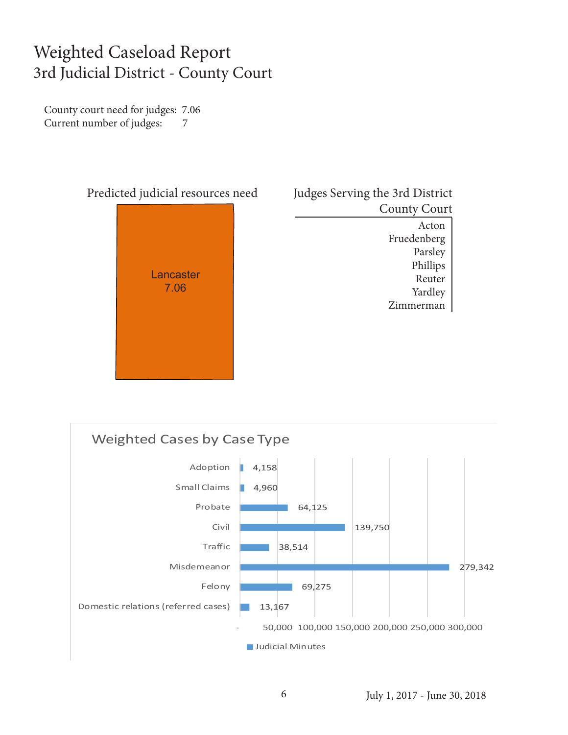# Weighted Caseload Report
## 3rd Judicial District - County Court

County court need for judges: 7.06
Current number of judges: 7

### Predicted judicial resources need

Lancaster
7.06

### Judges Serving the 3rd District County Court

- Acton
- Fruedenberg
- Parsley
- Phillips
- Reuter
- Yardley
- Zimmerman

### Weighted Cases by Case Type

| Case Type | Judicial Minutes |
|---|---|
| Adoption | 4,158 |
| Small Claims | 4,960 |
| Probate | 64,125 |
| Civil | 139,750 |
| Traffic | 38,514 |
| Misdemeanor | 279,342 |
| Felony | 69,275 |
| Domestic relations (referred cases) | 13,167 |

July 1, 2017 - June 30, 2018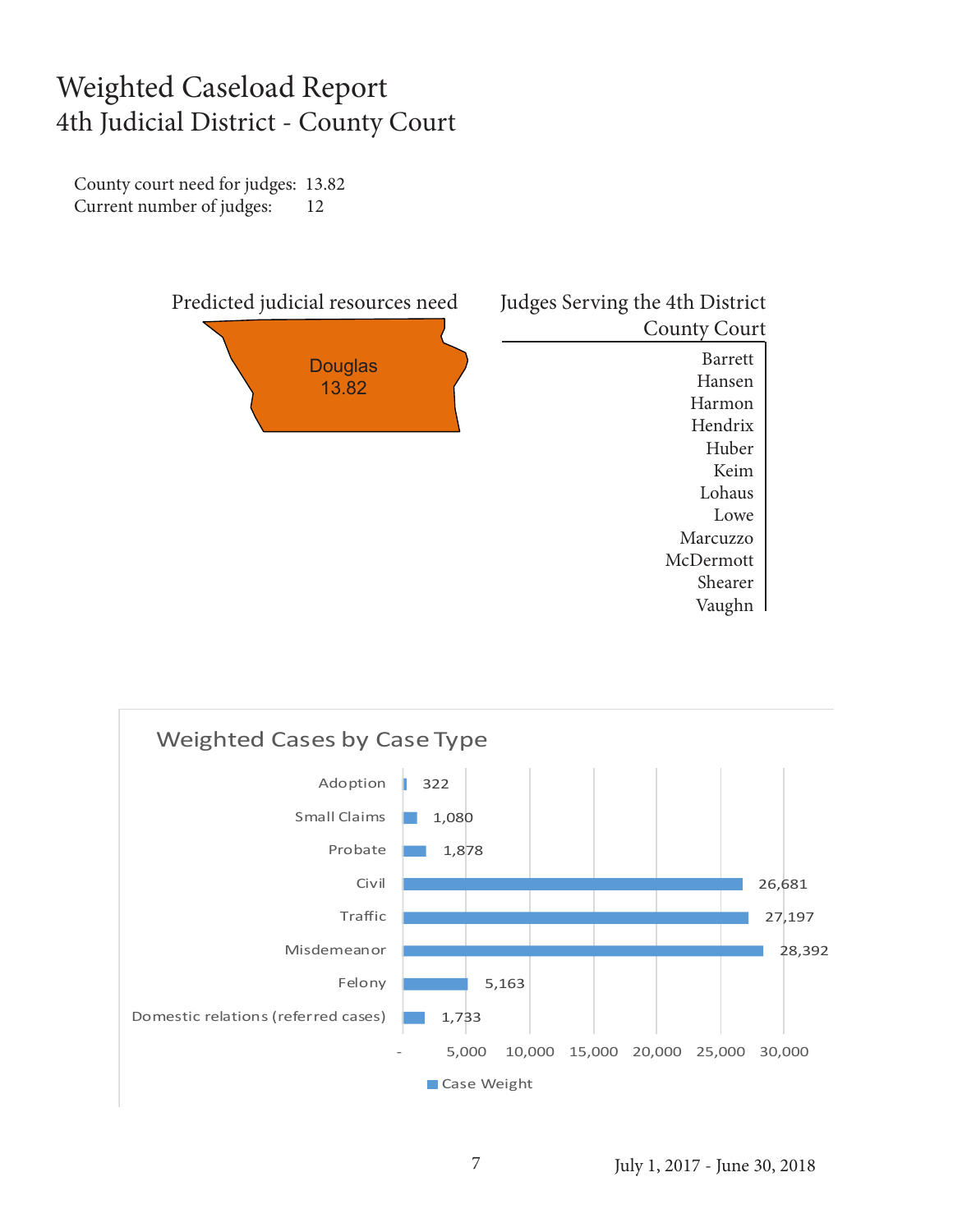# Weighted Caseload Report
## 4th Judicial District - County Court

County court need for judges: 13.82
Current number of judges: 12

**Predicted judicial resources need**

Douglas
13.82

**Judges Serving the 4th District County Court**

- Barrett
- Hansen
- Harmon
- Hendrix
- Huber
- Keim
- Lohaus
- Lowe
- Marcuzzo
- McDermott
- Shearer
- Vaughn

**Weighted Cases by Case Type**

| Case Type | Case Weight |
| --- | --- |
| Adoption | 322 |
| Small Claims | 1,080 |
| Probate | 1,878 |
| Civil | 26,681 |
| Traffic | 27,197 |
| Misdemeanor | 28,392 |
| Felony | 5,163 |
| Domestic relations (referred cases) | 1,733 |

July 1, 2017 - June 30, 2018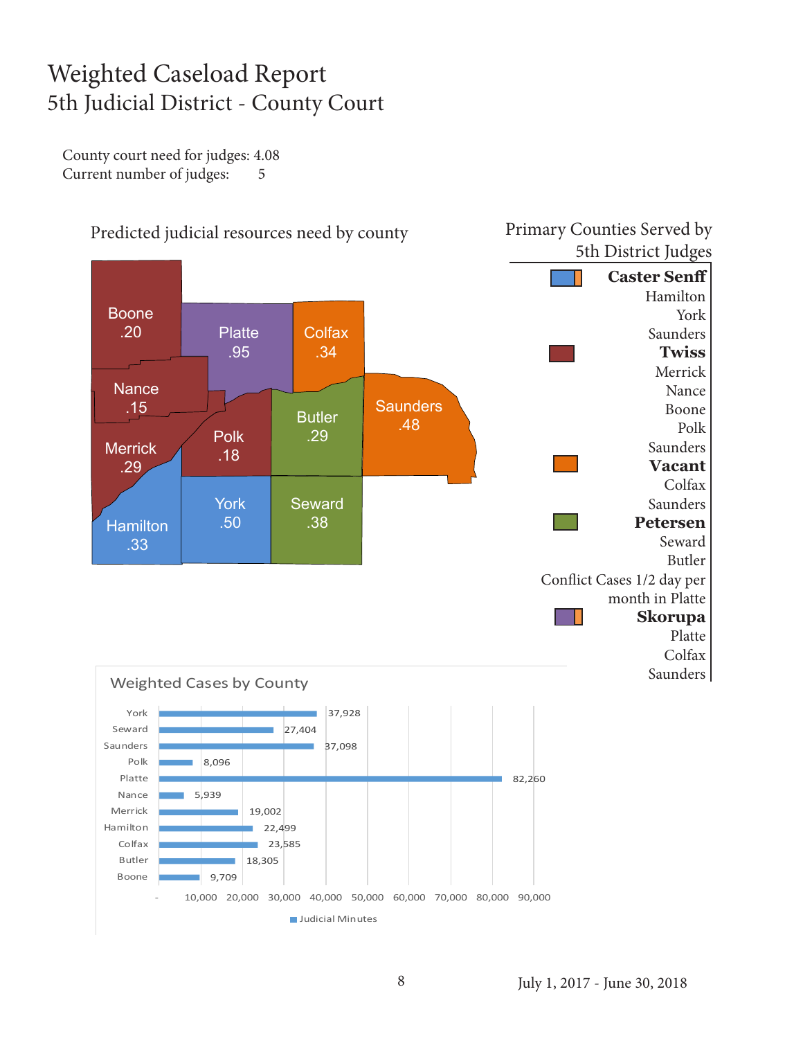# Weighted Caseload Report

## 5th Judicial District - County Court

County court need for judges: 4.08
Current number of judges: 5

### Predicted judicial resources need by county

| County | Need |
|---|---|
| Boone | .20 |
| Platte | .95 |
| Colfax | .34 |
| Nance | .15 |
| Saunders | .48 |
| Butler | .29 |
| Polk | .18 |
| Merrick | .29 |
| York | .50 |
| Seward | .38 |
| Hamilton | .33 |

### Primary Counties Served by 5th District Judges

**Caster Senff**
Hamilton
York
Saunders

**Twiss**
Merrick
Nance
Boone
Polk
Saunders

**Vacant**
Colfax
Saunders

**Petersen**
Seward
Butler
Conflict Cases 1/2 day per month in Platte

**Skorupa**
Platte
Colfax
Saunders

### Weighted Cases by County

| County | Judicial Minutes |
|---|---|
| York | 37,928 |
| Seward | 27,404 |
| Saunders | 37,098 |
| Polk | 8,096 |
| Platte | 82,260 |
| Nance | 5,939 |
| Merrick | 19,002 |
| Hamilton | 22,499 |
| Colfax | 23,585 |
| Butler | 18,305 |
| Boone | 9,709 |

July 1, 2017 - June 30, 2018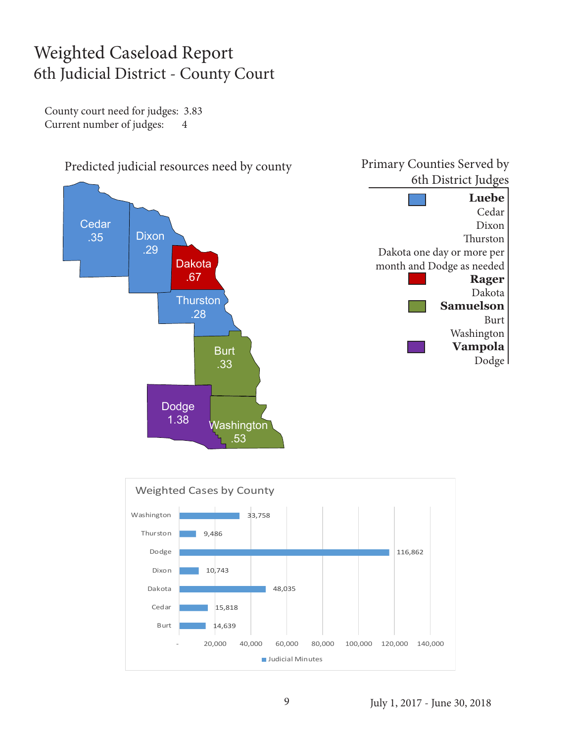# Weighted Caseload Report
## 6th Judicial District - County Court

County court need for judges: 3.83
Current number of judges: 4

Predicted judicial resources need by county

| County | Need |
|---|---|
| Cedar | .35 |
| Dixon | .29 |
| Dakota | .67 |
| Thurston | .28 |
| Burt | .33 |
| Dodge | 1.38 |
| Washington | .53 |

Primary Counties Served by 6th District Judges

**Luebe**
Cedar
Dixon
Thurston
Dakota one day or more per month and Dodge as needed

**Rager**
Dakota

**Samuelson**
Burt
Washington

**Vampola**
Dodge

Weighted Cases by County

| County | Judicial Minutes |
|---|---|
| Washington | 33,758 |
| Thurston | 9,486 |
| Dodge | 116,862 |
| Dixon | 10,743 |
| Dakota | 48,035 |
| Cedar | 15,818 |
| Burt | 14,639 |

July 1, 2017 - June 30, 2018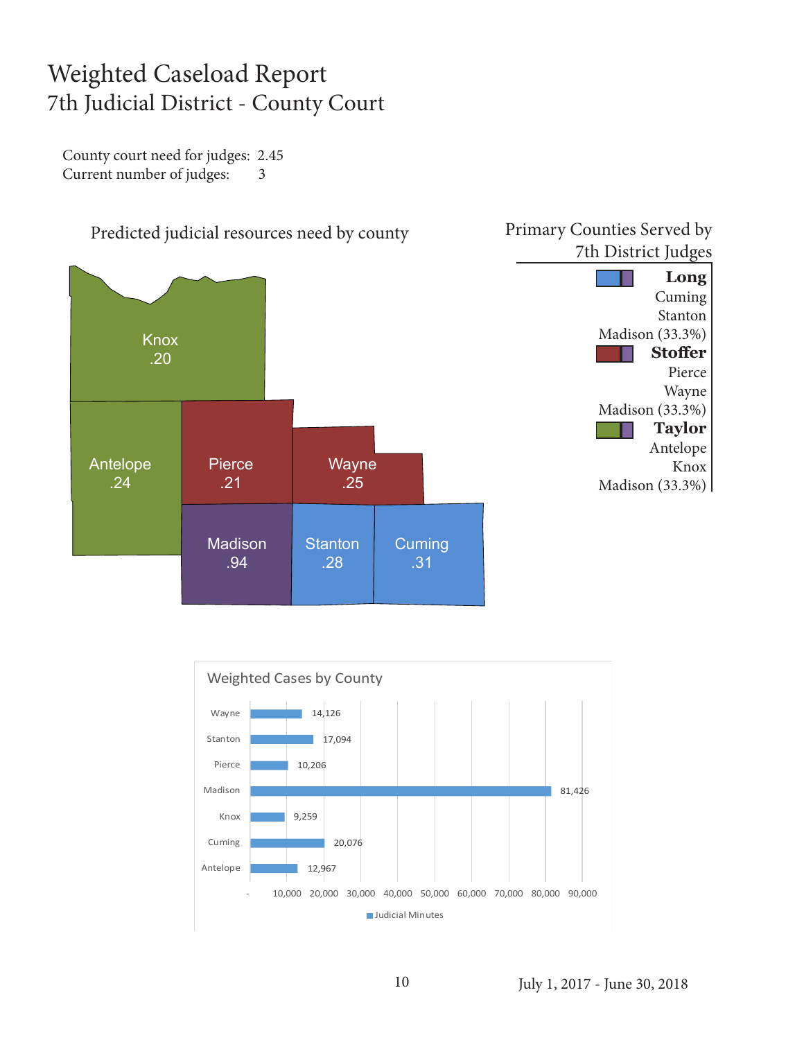# Weighted Caseload Report
## 7th Judicial District - County Court

County court need for judges: 2.45
Current number of judges: 3

### Predicted judicial resources need by county

| County | Need |
|---|---|
| Knox | .20 |
| Antelope | .24 |
| Pierce | .21 |
| Wayne | .25 |
| Madison | .94 |
| Stanton | .28 |
| Cuming | .31 |

### Primary Counties Served by 7th District Judges

**Long**
Cuming
Stanton
Madison (33.3%)

**Stoffer**
Pierce
Wayne
Madison (33.3%)

**Taylor**
Antelope
Knox
Madison (33.3%)

### Weighted Cases by County

| County | Judicial Minutes |
|---|---|
| Wayne | 14,126 |
| Stanton | 17,094 |
| Pierce | 10,206 |
| Madison | 81,426 |
| Knox | 9,259 |
| Cuming | 20,076 |
| Antelope | 12,967 |

July 1, 2017 - June 30, 2018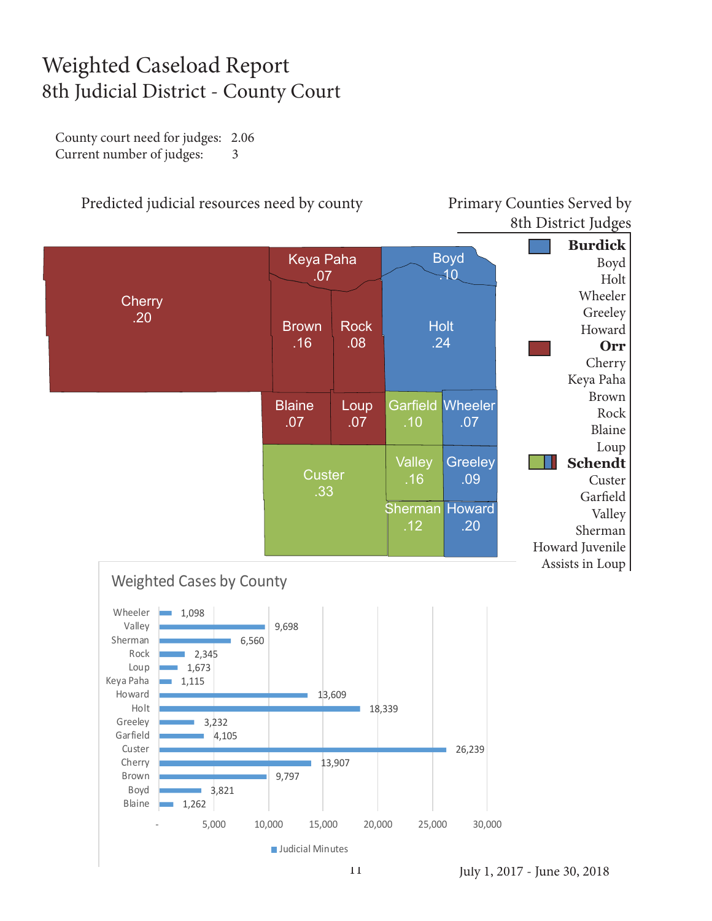# Weighted Caseload Report

## 8th Judicial District - County Court

County court need for judges: 2.06
Current number of judges: 3

### Predicted judicial resources need by county

| County | Need |
|---|---|
| Cherry | .20 |
| Keya Paha | .07 |
| Boyd | .10 |
| Brown | .16 |
| Rock | .08 |
| Holt | .24 |
| Blaine | .07 |
| Loup | .07 |
| Garfield | .10 |
| Wheeler | .07 |
| Custer | .33 |
| Valley | .16 |
| Greeley | .09 |
| Sherman | .12 |
| Howard | .20 |

### Primary Counties Served by 8th District Judges

**Burdick**
Boyd
Holt
Wheeler
Greeley
Howard

**Orr**
Cherry
Keya Paha
Brown
Rock
Blaine
Loup

**Schendt**
Custer
Garfield
Valley
Sherman
Howard Juvenile
Assists in Loup

### Weighted Cases by County

| County | Judicial Minutes |
|---|---|
| Wheeler | 1,098 |
| Valley | 9,698 |
| Sherman | 6,560 |
| Rock | 2,345 |
| Loup | 1,673 |
| Keya Paha | 1,115 |
| Howard | 13,609 |
| Holt | 18,339 |
| Greeley | 3,232 |
| Garfield | 4,105 |
| Custer | 26,239 |
| Cherry | 13,907 |
| Brown | 9,797 |
| Boyd | 3,821 |
| Blaine | 1,262 |

July 1, 2017 - June 30, 2018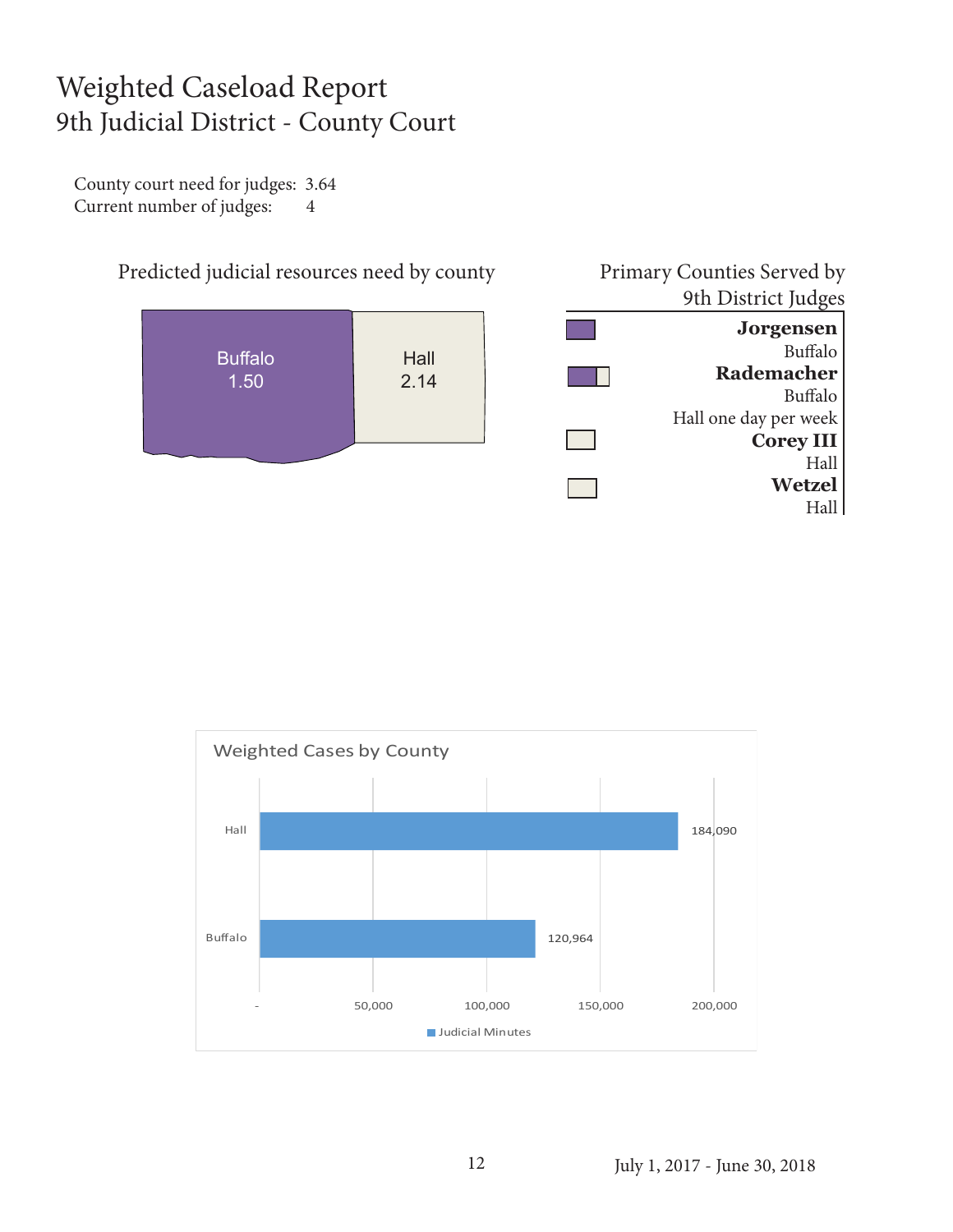# Weighted Caseload Report
## 9th Judicial District - County Court

County court need for judges: 3.64
Current number of judges: 4

Predicted judicial resources need by county

Buffalo 1.50

Hall 2.14

Primary Counties Served by 9th District Judges

**Jorgensen**
Buffalo

**Rademacher**
Buffalo
Hall one day per week

**Corey III**
Hall

**Wetzel**
Hall

Weighted Cases by County

| County | Judicial Minutes |
|---|---|
| Hall | 184,090 |
| Buffalo | 120,964 |

July 1, 2017 - June 30, 2018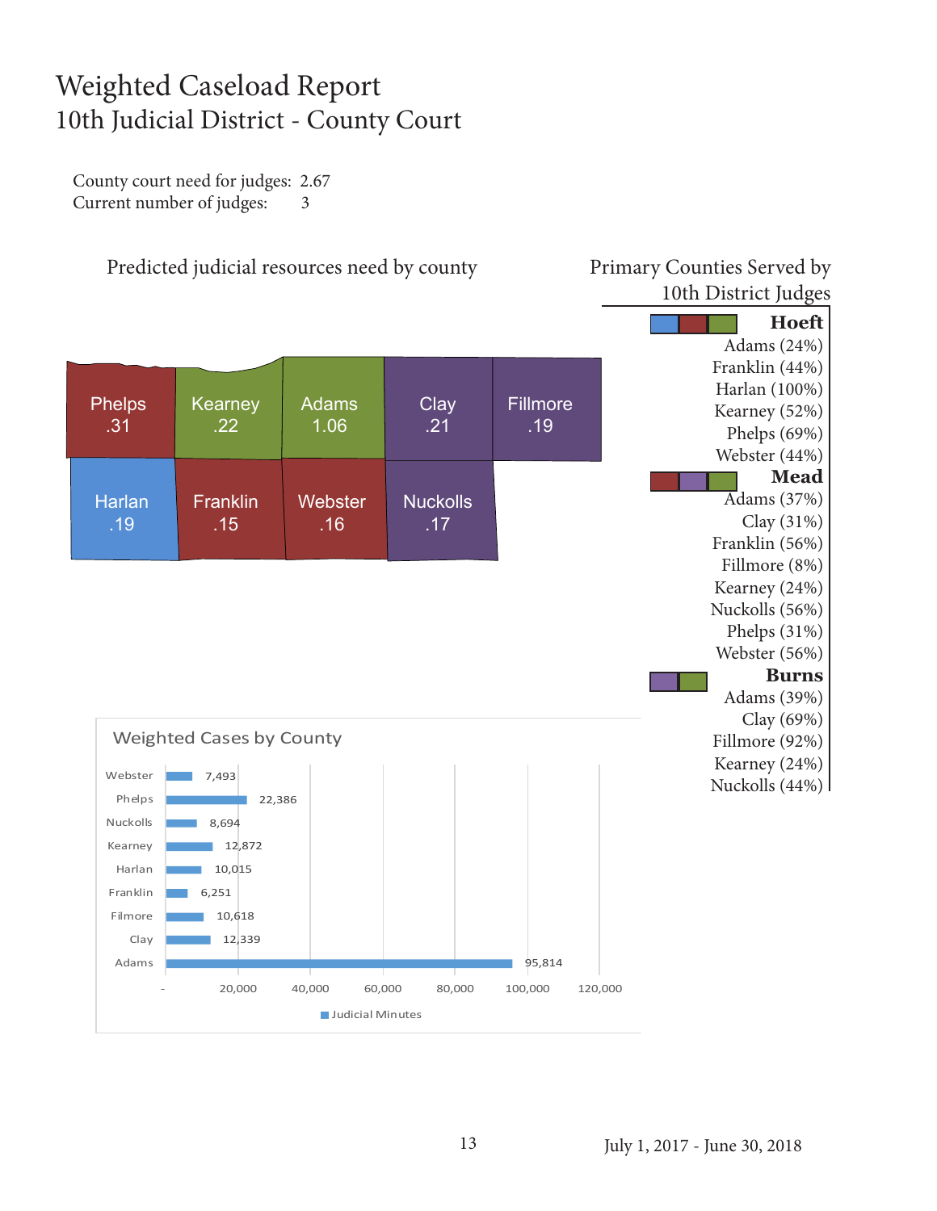# Weighted Caseload Report
## 10th Judicial District - County Court

County court need for judges: 2.67
Current number of judges: 3

### Predicted judicial resources need by county

| County | Need |
|---|---|
| Phelps | .31 |
| Kearney | .22 |
| Adams | 1.06 |
| Clay | .21 |
| Fillmore | .19 |
| Harlan | .19 |
| Franklin | .15 |
| Webster | .16 |
| Nuckolls | .17 |

### Primary Counties Served by 10th District Judges

**Hoeft**
- Adams (24%)
- Franklin (44%)
- Harlan (100%)
- Kearney (52%)
- Phelps (69%)
- Webster (44%)

**Mead**
- Adams (37%)
- Clay (31%)
- Franklin (56%)
- Fillmore (8%)
- Kearney (24%)
- Nuckolls (56%)
- Phelps (31%)
- Webster (56%)

**Burns**
- Adams (39%)
- Clay (69%)
- Fillmore (92%)
- Kearney (24%)
- Nuckolls (44%)

### Weighted Cases by County

| County | Judicial Minutes |
|---|---|
| Webster | 7,493 |
| Phelps | 22,386 |
| Nuckolls | 8,694 |
| Kearney | 12,872 |
| Harlan | 10,015 |
| Franklin | 6,251 |
| Filmore | 10,618 |
| Clay | 12,339 |
| Adams | 95,814 |

July 1, 2017 - June 30, 2018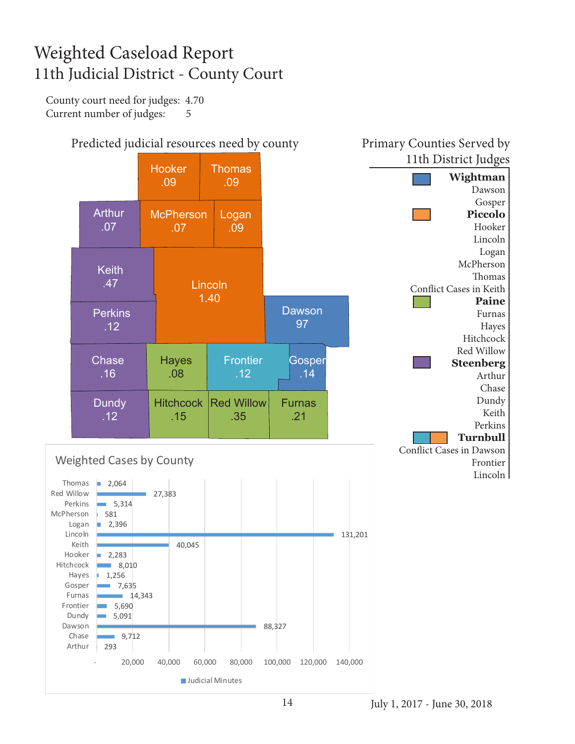# Weighted Caseload Report
## 11th Judicial District - County Court

County court need for judges: 4.70
Current number of judges: 5

### Predicted judicial resources need by county

| County | Need |
|---|---|
| Hooker | .09 |
| Thomas | .09 |
| Arthur | .07 |
| McPherson | .07 |
| Logan | .09 |
| Keith | .47 |
| Lincoln | 1.40 |
| Perkins | .12 |
| Dawson | 97 |
| Chase | .16 |
| Hayes | .08 |
| Frontier | .12 |
| Gosper | .14 |
| Dundy | .12 |
| Hitchcock | .15 |
| Red Willow | .35 |
| Furnas | .21 |

### Primary Counties Served by 11th District Judges

**Wightman**
Dawson
Gosper

**Piccolo**
Hooker
Lincoln
Logan
McPherson
Thomas
Conflict Cases in Keith

**Paine**
Furnas
Hayes
Hitchcock
Red Willow

**Steenberg**
Arthur
Chase
Dundy
Keith
Perkins

**Turnbull**
Conflict Cases in Dawson
Frontier
Lincoln

### Weighted Cases by County

| County | Judicial Minutes |
|---|---|
| Thomas | 2,064 |
| Red Willow | 27,383 |
| Perkins | 5,314 |
| McPherson | 581 |
| Logan | 2,396 |
| Lincoln | 131,201 |
| Keith | 40,045 |
| Hooker | 2,283 |
| Hitchcock | 8,010 |
| Hayes | 1,256 |
| Gosper | 7,635 |
| Furnas | 14,343 |
| Frontier | 5,690 |
| Dundy | 5,091 |
| Dawson | 88,327 |
| Chase | 9,712 |
| Arthur | 293 |

July 1, 2017 - June 30, 2018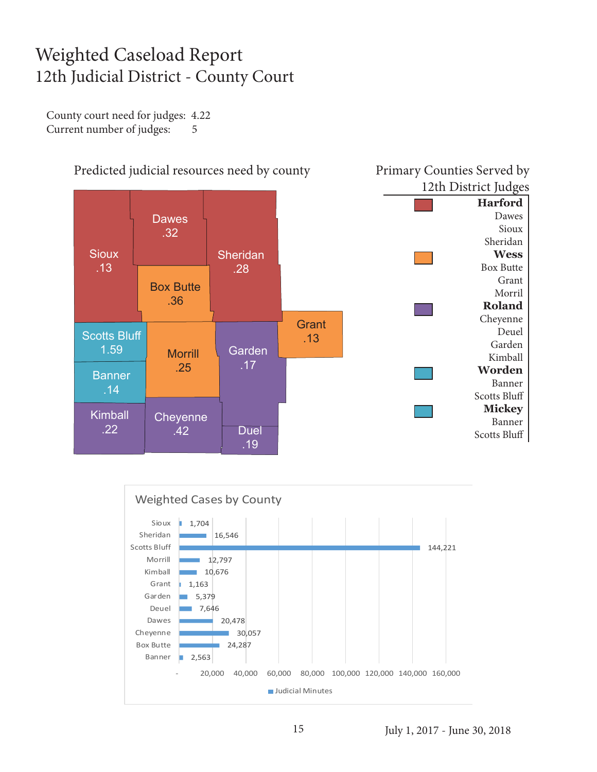# Weighted Caseload Report
## 12th Judicial District - County Court

County court need for judges: 4.22
Current number of judges: 5

Predicted judicial resources need by county

Sioux .13
Dawes .32
Sheridan .28
Box Butte .36
Grant .13
Scotts Bluff 1.59
Morrill .25
Garden .17
Banner .14
Kimball .22
Cheyenne .42
Duel .19

Primary Counties Served by 12th District Judges

**Harford**
Dawes
Sioux
Sheridan

**Wess**
Box Butte
Grant
Morril

**Roland**
Cheyenne
Deuel
Garden
Kimball

**Worden**
Banner
Scotts Bluff

**Mickey**
Banner
Scotts Bluff

Weighted Cases by County

Sioux 1,704
Sheridan 16,546
Scotts Bluff 144,221
Morrill 12,797
Kimball 10,676
Grant 1,163
Garden 5,379
Deuel 7,646
Dawes 20,478
Cheyenne 30,057
Box Butte 24,287
Banner 2,563

- 20,000 40,000 60,000 80,000 100,000 120,000 140,000 160,000

Judicial Minutes

July 1, 2017 - June 30, 2018